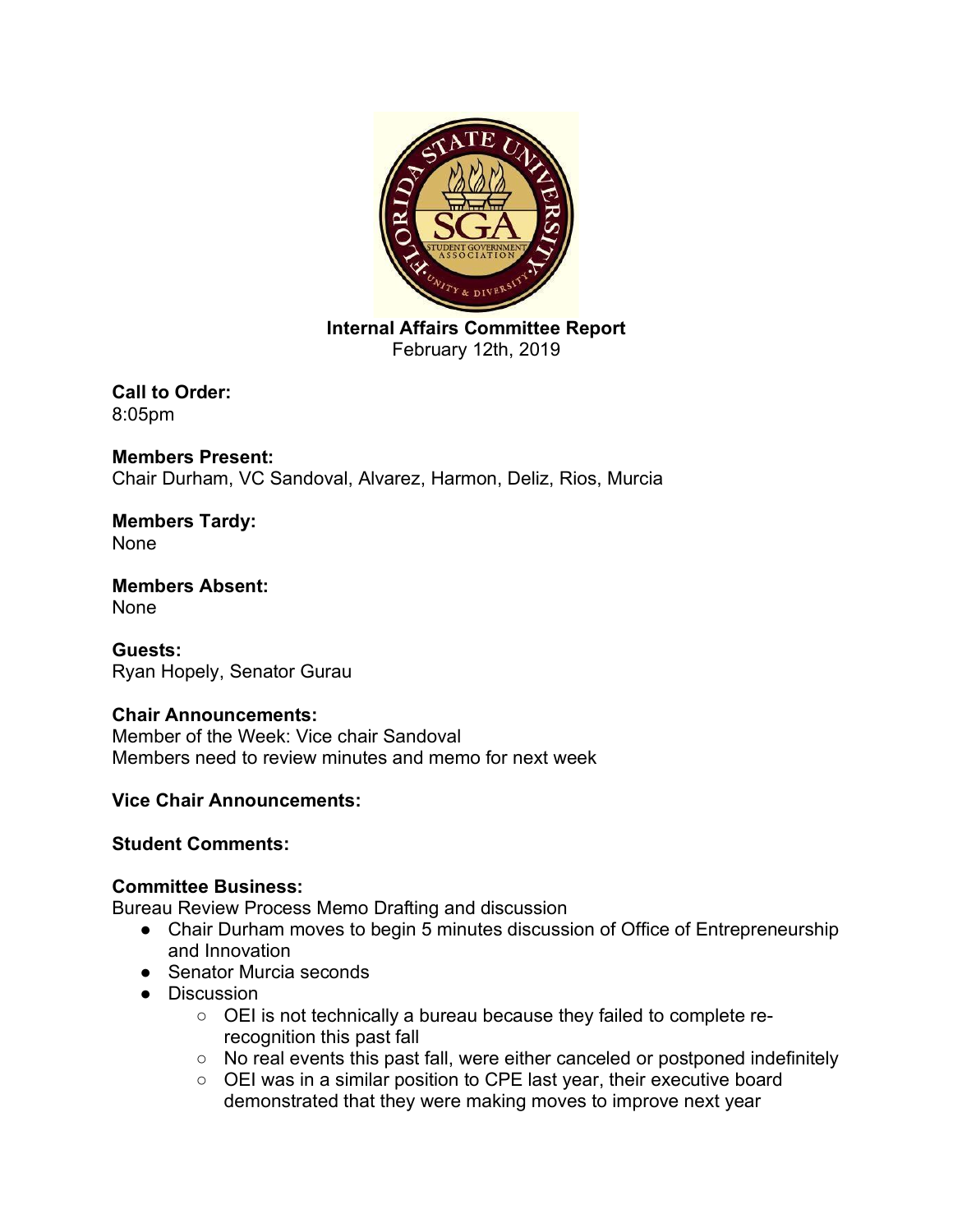**Internal Affairs Committee Report**
February 12th, 2019

**Call to Order:**
8:05pm

**Members Present:**
Chair Durham, VC Sandoval, Alvarez, Harmon, Deliz, Rios, Murcia

**Members Tardy:**
None

**Members Absent:**
None

**Guests:**
Ryan Hopely, Senator Gurau

**Chair Announcements:**
Member of the Week: Vice chair Sandoval
Members need to review minutes and memo for next week

**Vice Chair Announcements:**

**Student Comments:**

**Committee Business:**
Bureau Review Process Memo Drafting and discussion

- Chair Durham moves to begin 5 minutes discussion of Office of Entrepreneurship and Innovation
- Senator Murcia seconds
- Discussion
  - OEI is not technically a bureau because they failed to complete re-recognition this past fall
  - No real events this past fall, were either canceled or postponed indefinitely
  - OEI was in a similar position to CPE last year, their executive board demonstrated that they were making moves to improve next year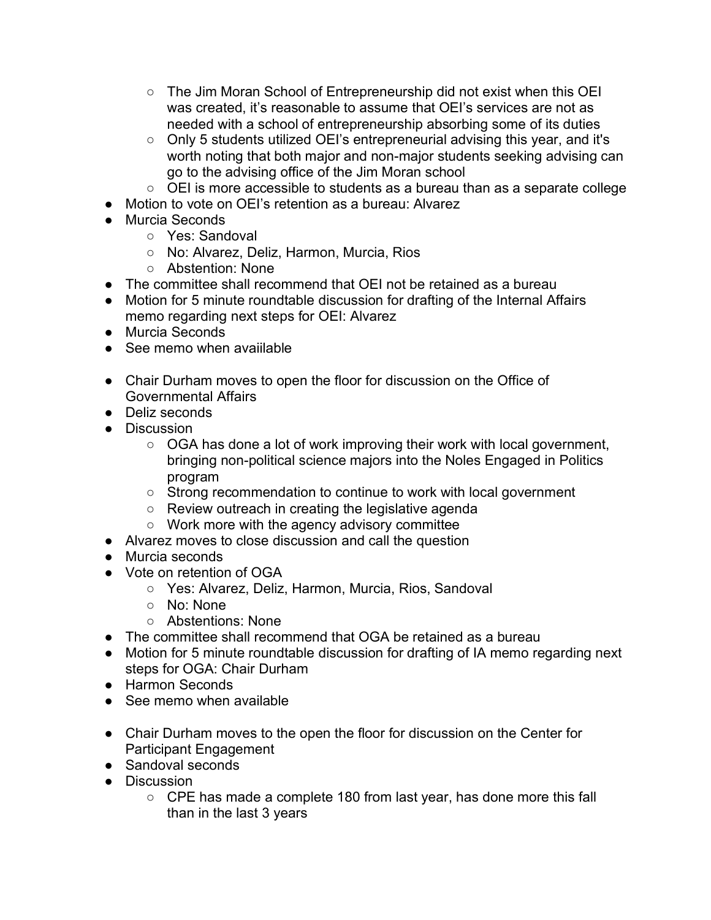- The Jim Moran School of Entrepreneurship did not exist when this OEI was created, it's reasonable to assume that OEI's services are not as needed with a school of entrepreneurship absorbing some of its duties
  - Only 5 students utilized OEI's entrepreneurial advising this year, and it's worth noting that both major and non-major students seeking advising can go to the advising office of the Jim Moran school
  - OEI is more accessible to students as a bureau than as a separate college
- Motion to vote on OEI's retention as a bureau: Alvarez
- Murcia Seconds
  - Yes: Sandoval
  - No: Alvarez, Deliz, Harmon, Murcia, Rios
  - Abstention: None
- The committee shall recommend that OEI not be retained as a bureau
- Motion for 5 minute roundtable discussion for drafting of the Internal Affairs memo regarding next steps for OEI: Alvarez
- Murcia Seconds
- See memo when availlable

- Chair Durham moves to open the floor for discussion on the Office of Governmental Affairs
- Deliz seconds
- Discussion
  - OGA has done a lot of work improving their work with local government, bringing non-political science majors into the Noles Engaged in Politics program
  - Strong recommendation to continue to work with local government
  - Review outreach in creating the legislative agenda
  - Work more with the agency advisory committee
- Alvarez moves to close discussion and call the question
- Murcia seconds
- Vote on retention of OGA
  - Yes: Alvarez, Deliz, Harmon, Murcia, Rios, Sandoval
  - No: None
  - Abstentions: None
- The committee shall recommend that OGA be retained as a bureau
- Motion for 5 minute roundtable discussion for drafting of IA memo regarding next steps for OGA: Chair Durham
- Harmon Seconds
- See memo when available

- Chair Durham moves to the open the floor for discussion on the Center for Participant Engagement
- Sandoval seconds
- Discussion
  - CPE has made a complete 180 from last year, has done more this fall than in the last 3 years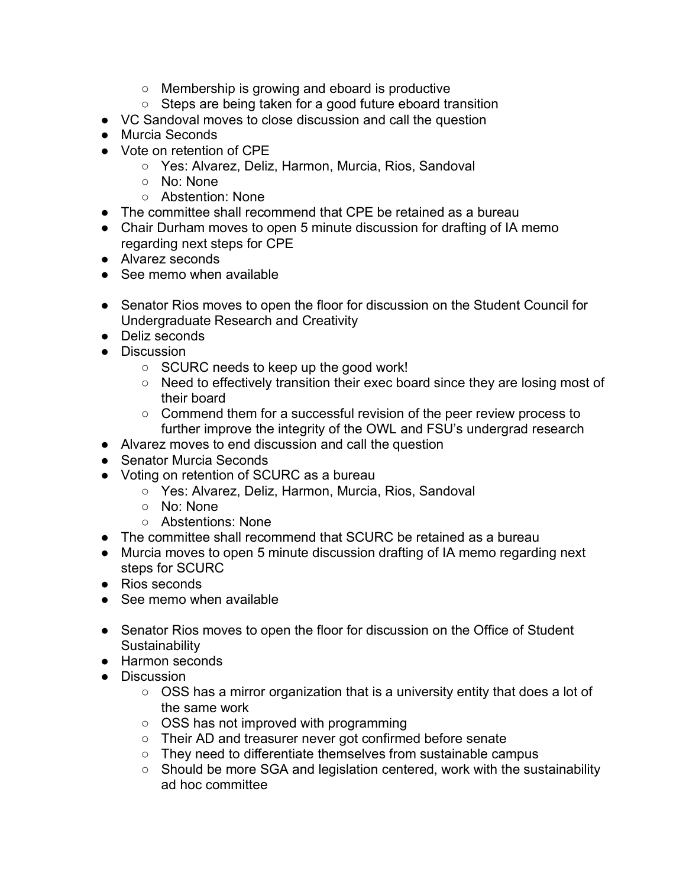- Membership is growing and eboard is productive
    - Steps are being taken for a good future eboard transition
- VC Sandoval moves to close discussion and call the question
- Murcia Seconds
- Vote on retention of CPE
    - Yes: Alvarez, Deliz, Harmon, Murcia, Rios, Sandoval
    - No: None
    - Abstention: None
- The committee shall recommend that CPE be retained as a bureau
- Chair Durham moves to open 5 minute discussion for drafting of IA memo regarding next steps for CPE
- Alvarez seconds
- See memo when available

- Senator Rios moves to open the floor for discussion on the Student Council for Undergraduate Research and Creativity
- Deliz seconds
- Discussion
    - SCURC needs to keep up the good work!
    - Need to effectively transition their exec board since they are losing most of their board
    - Commend them for a successful revision of the peer review process to further improve the integrity of the OWL and FSU's undergrad research
- Alvarez moves to end discussion and call the question
- Senator Murcia Seconds
- Voting on retention of SCURC as a bureau
    - Yes: Alvarez, Deliz, Harmon, Murcia, Rios, Sandoval
    - No: None
    - Abstentions: None
- The committee shall recommend that SCURC be retained as a bureau
- Murcia moves to open 5 minute discussion drafting of IA memo regarding next steps for SCURC
- Rios seconds
- See memo when available

- Senator Rios moves to open the floor for discussion on the Office of Student Sustainability
- Harmon seconds
- Discussion
    - OSS has a mirror organization that is a university entity that does a lot of the same work
    - OSS has not improved with programming
    - Their AD and treasurer never got confirmed before senate
    - They need to differentiate themselves from sustainable campus
    - Should be more SGA and legislation centered, work with the sustainability ad hoc committee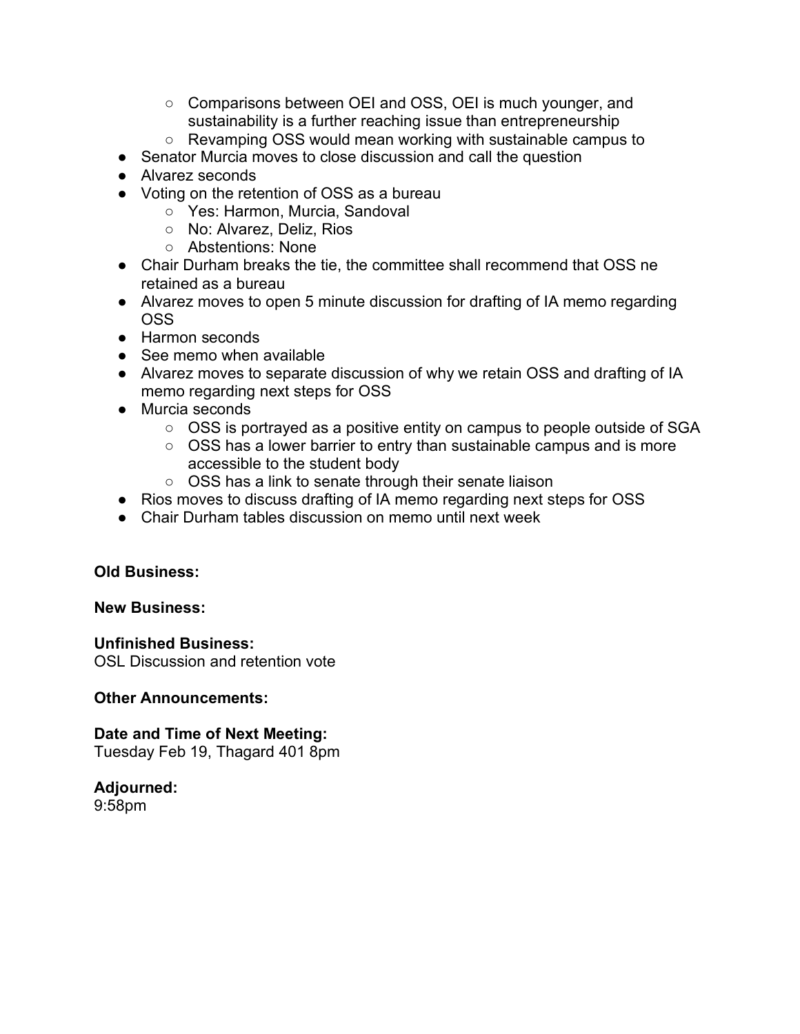- Comparisons between OEI and OSS, OEI is much younger, and sustainability is a further reaching issue than entrepreneurship
    - Revamping OSS would mean working with sustainable campus to
- Senator Murcia moves to close discussion and call the question
- Alvarez seconds
- Voting on the retention of OSS as a bureau
    - Yes: Harmon, Murcia, Sandoval
    - No: Alvarez, Deliz, Rios
    - Abstentions: None
- Chair Durham breaks the tie, the committee shall recommend that OSS ne retained as a bureau
- Alvarez moves to open 5 minute discussion for drafting of IA memo regarding OSS
- Harmon seconds
- See memo when available
- Alvarez moves to separate discussion of why we retain OSS and drafting of IA memo regarding next steps for OSS
- Murcia seconds
    - OSS is portrayed as a positive entity on campus to people outside of SGA
    - OSS has a lower barrier to entry than sustainable campus and is more accessible to the student body
    - OSS has a link to senate through their senate liaison
- Rios moves to discuss drafting of IA memo regarding next steps for OSS
- Chair Durham tables discussion on memo until next week

**Old Business:**

**New Business:**

**Unfinished Business:**
OSL Discussion and retention vote

**Other Announcements:**

**Date and Time of Next Meeting:**
Tuesday Feb 19, Thagard 401 8pm

**Adjourned:**
9:58pm